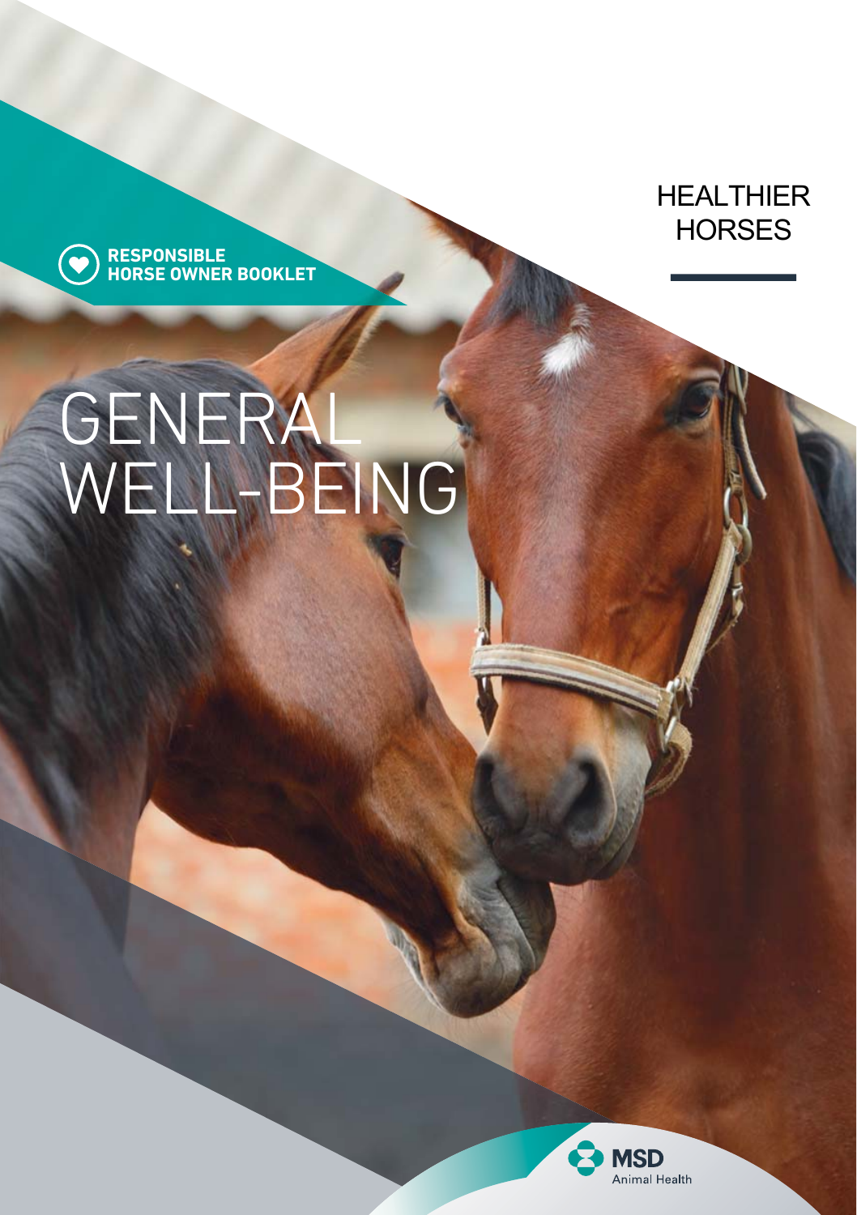**RESPONSIBLE HORSE OWNER BOOKLET**

HEALTHIER HORSES

# GENERAL WELL-BEING

MSD Animal Health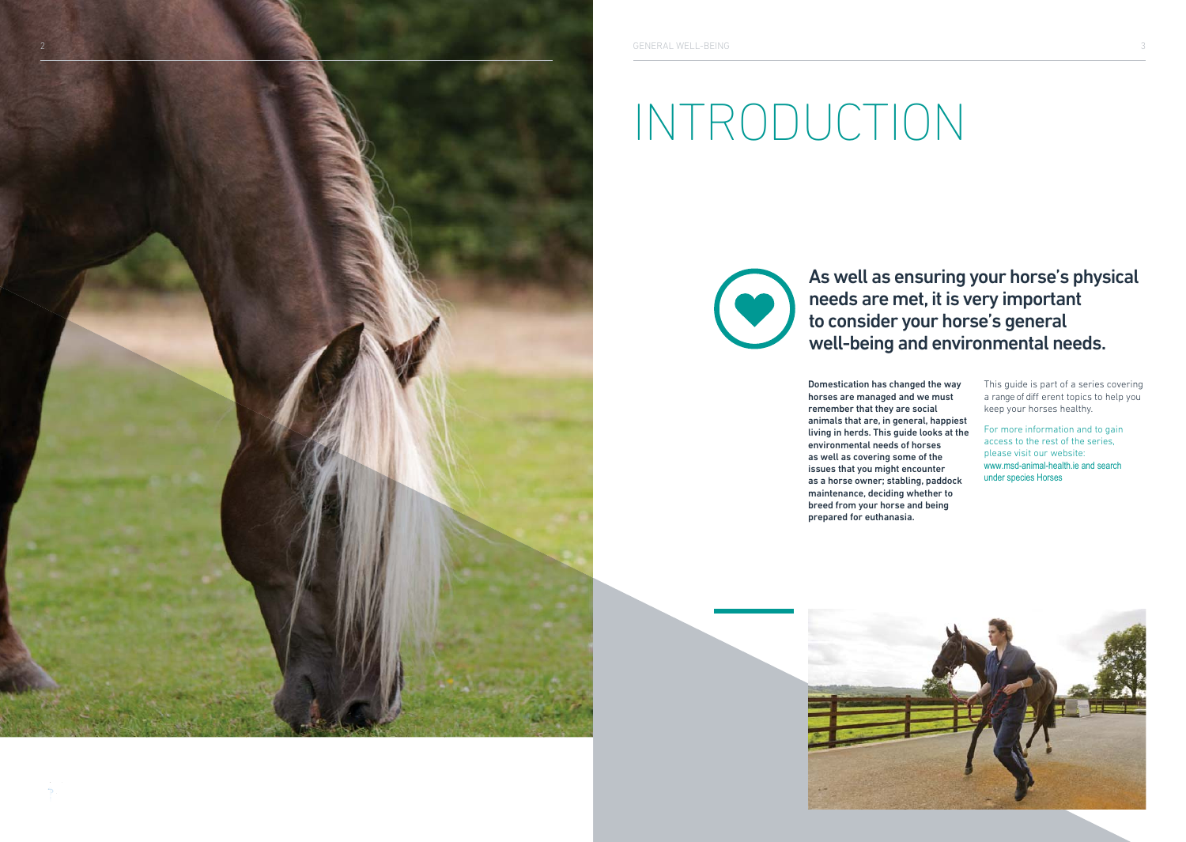# INTRODUCTION

## As well as ensuring your horse's physical needs are met, it is very important to consider your horse's general well-being and environmental needs.

**Domestication has changed the way horses are managed and we must remember that they are social animals that are, in general, happiest living in herds. This guide looks at the environmental needs of horses as well as covering some of the issues that you might encounter as a horse owner; stabling, paddock maintenance, deciding whether to breed from your horse and being prepared for euthanasia.**

This guide is part of a series covering a range of diff erent topics to help you keep your horses healthy.

For more information and to gain access to the rest of the series, please visit our website: www.msd-animal-health.ie and search under species Horses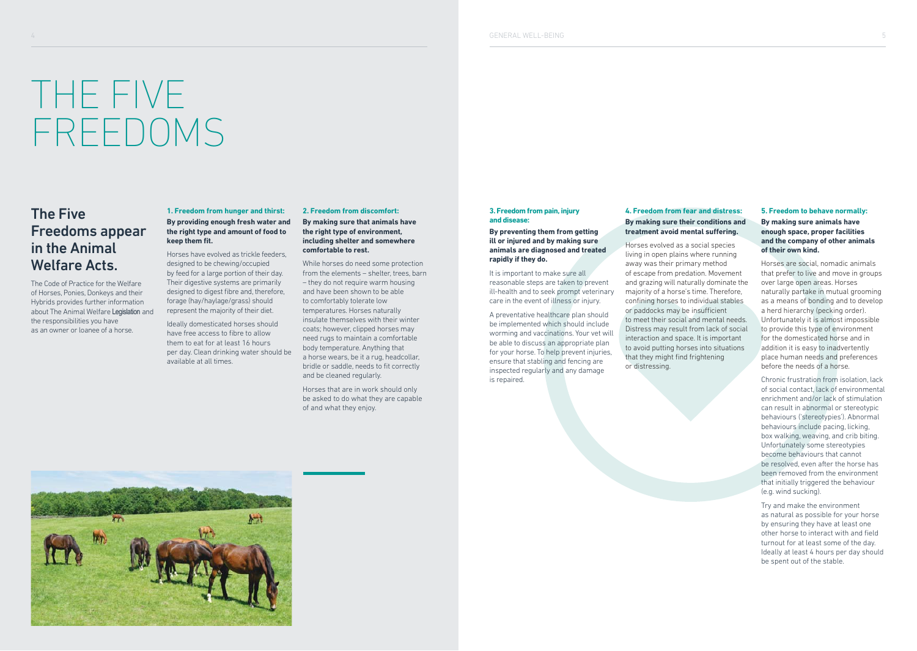# THE FIVE FREEDOMS

## The Five Freedoms appear in the Animal Welfare Acts.

The Code of Practice for the Welfare of Horses, Ponies, Donkeys and their Hybrids provides further information about The Animal Welfare Legislation and the responsibilities you have as an owner or loanee of a horse.

### 1. Freedom from hunger and thirst:

**By providing enough fresh water and the right type and amount of food to keep them fit.**

Horses have evolved as trickle feeders, designed to be chewing/occupied by feed for a large portion of their day. Their digestive systems are primarily designed to digest fibre and, therefore, forage (hay/haylage/grass) should represent the majority of their diet.

Ideally domesticated horses should have free access to fibre to allow them to eat for at least 16 hours per day. Clean drinking water should be available at all times.

### 2. Freedom from discomfort:

**By making sure that animals have the right type of environment, including shelter and somewhere comfortable to rest.**

While horses do need some protection from the elements – shelter, trees, barn – they do not require warm housing and have been shown to be able to comfortably tolerate low temperatures. Horses naturally insulate themselves with their winter coats; however, clipped horses may need rugs to maintain a comfortable body temperature. Anything that a horse wears, be it a rug, headcollar, bridle or saddle, needs to fit correctly and be cleaned regularly.

Horses that are in work should only be asked to do what they are capable of and what they enjoy.

### 3. Freedom from pain, injury and disease:

**By preventing them from getting ill or injured and by making sure animals are diagnosed and treated rapidly if they do.**

It is important to make sure all reasonable steps are taken to prevent ill-health and to seek prompt veterinary care in the event of illness or injury.

A preventative healthcare plan should be implemented which should include worming and vaccinations. Your vet will be able to discuss an appropriate plan for your horse. To help prevent injuries, ensure that stabling and fencing are inspected regularly and any damage is repaired.

### 4. Freedom from fear and distress:

**By making sure their conditions and treatment avoid mental suffering.**

Horses evolved as a social species living in open plains where running away was their primary method of escape from predation. Movement and grazing will naturally dominate the majority of a horse's time. Therefore, confining horses to individual stables or paddocks may be insufficient to meet their social and mental needs. Distress may result from lack of social interaction and space. It is important to avoid putting horses into situations that they might find frightening or distressing.

### 5. Freedom to behave normally:

**By making sure animals have enough space, proper facilities and the company of other animals of their own kind.**

Horses are social, nomadic animals that prefer to live and move in groups over large open areas. Horses naturally partake in mutual grooming as a means of bonding and to develop a herd hierarchy (pecking order). Unfortunately it is almost impossible to provide this type of environment for the domesticated horse and in addition it is easy to inadvertently place human needs and preferences before the needs of a horse.

Chronic frustration from isolation, lack of social contact, lack of environmental enrichment and/or lack of stimulation can result in abnormal or stereotypic behaviours ('stereotypies'). Abnormal behaviours include pacing, licking, box walking, weaving, and crib biting. Unfortunately some stereotypies become behaviours that cannot be resolved, even after the horse has been removed from the environment that initially triggered the behaviour (e.g. wind sucking).

Try and make the environment as natural as possible for your horse by ensuring they have at least one other horse to interact with and field turnout for at least some of the day. Ideally at least 4 hours per day should be spent out of the stable.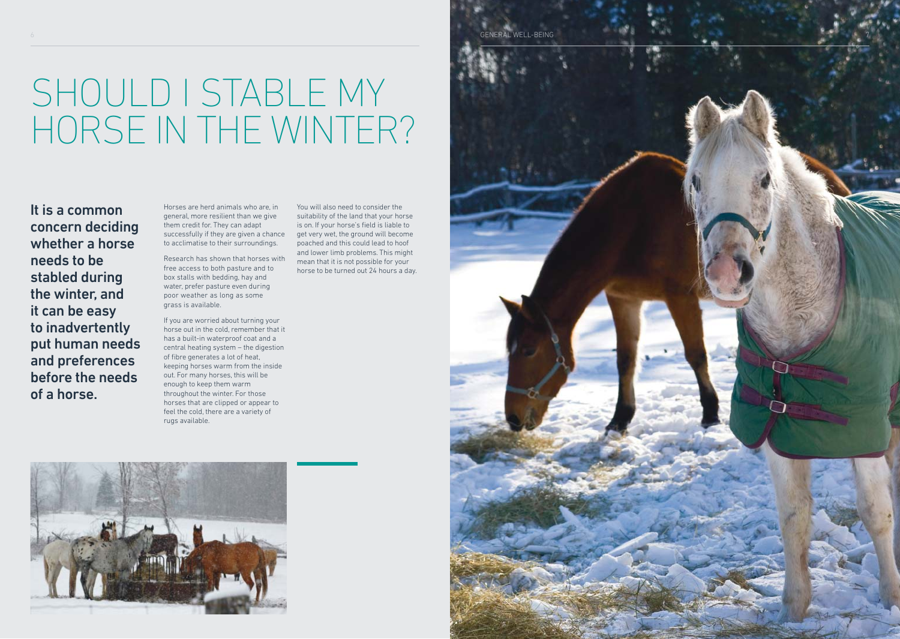# SHOULD I STABLE MY HORSE IN THE WINTER?

**It is a common concern deciding whether a horse needs to be stabled during the winter, and it can be easy to inadvertently put human needs and preferences before the needs of a horse.**

Horses are herd animals who are, in general, more resilient than we give them credit for. They can adapt successfully if they are given a chance to acclimatise to their surroundings.

Research has shown that horses with free access to both pasture and to box stalls with bedding, hay and water, prefer pasture even during poor weather as long as some grass is available.

If you are worried about turning your horse out in the cold, remember that it has a built-in waterproof coat and a central heating system – the digestion of fibre generates a lot of heat, keeping horses warm from the inside out. For many horses, this will be enough to keep them warm throughout the winter. For those horses that are clipped or appear to feel the cold, there are a variety of rugs available.

You will also need to consider the suitability of the land that your horse is on. If your horse's field is liable to get very wet, the ground will become poached and this could lead to hoof and lower limb problems. This might mean that it is not possible for your horse to be turned out 24 hours a day.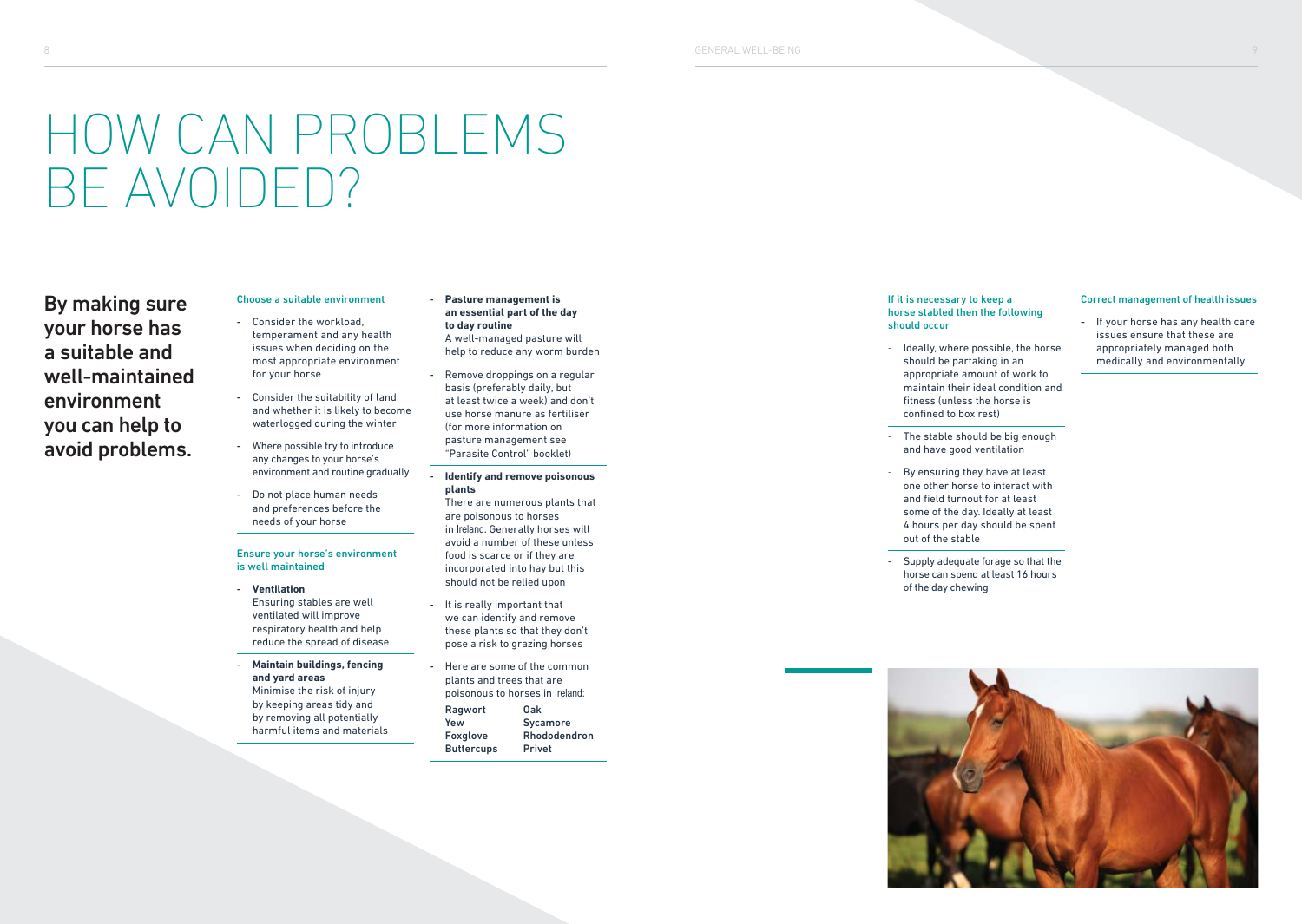# HOW CAN PROBLEMS BE AVOIDED?

**By making sure your horse has a suitable and well-maintained environment you can help to avoid problems.**

### Choose a suitable environment

- Consider the workload, temperament and any health issues when deciding on the most appropriate environment for your horse
- Consider the suitability of land and whether it is likely to become waterlogged during the winter
- Where possible try to introduce any changes to your horse's environment and routine gradually
- Do not place human needs and preferences before the needs of your horse

### Ensure your horse's environment is well maintained

- **Ventilation**
  Ensuring stables are well ventilated will improve respiratory health and help reduce the spread of disease
- **Maintain buildings, fencing and yard areas**
  Minimise the risk of injury by keeping areas tidy and by removing all potentially harmful items and materials
- **Pasture management is an essential part of the day to day routine**
  A well-managed pasture will help to reduce any worm burden
- Remove droppings on a regular basis (preferably daily, but at least twice a week) and don't use horse manure as fertiliser (for more information on pasture management see "Parasite Control" booklet)
- **Identify and remove poisonous plants**
  There are numerous plants that are poisonous to horses in Ireland. Generally horses will avoid a number of these unless food is scarce or if they are incorporated into hay but this should not be relied upon
- It is really important that we can identify and remove these plants so that they don't pose a risk to grazing horses
- Here are some of the common plants and trees that are poisonous to horses in Ireland:

| | |
|---|---|
| **Ragwort** | **Oak** |
| **Yew** | **Sycamore** |
| **Foxglove** | **Rhododendron** |
| **Buttercups** | **Privet** |

### If it is necessary to keep a horse stabled then the following should occur

- Ideally, where possible, the horse should be partaking in an appropriate amount of work to maintain their ideal condition and fitness (unless the horse is confined to box rest)
- The stable should be big enough and have good ventilation
- By ensuring they have at least one other horse to interact with and field turnout for at least some of the day. Ideally at least 4 hours per day should be spent out of the stable
- Supply adequate forage so that the horse can spend at least 16 hours of the day chewing

### Correct management of health issues

- If your horse has any health care issues ensure that these are appropriately managed both medically and environmentally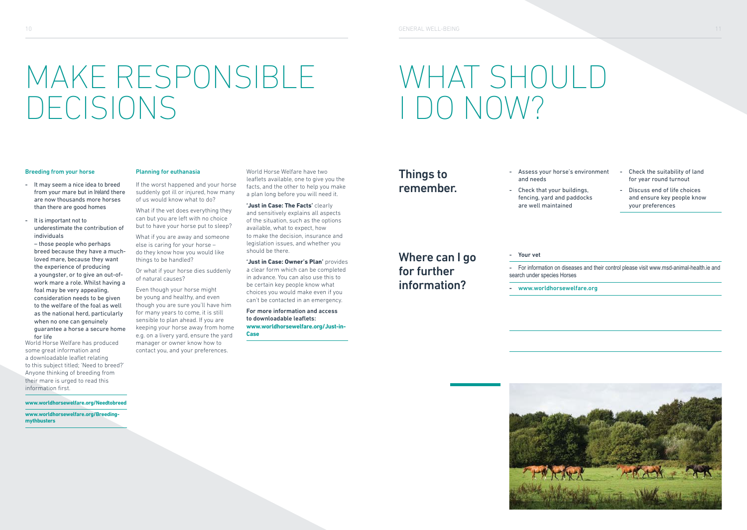# MAKE RESPONSIBLE DECISIONS

### Breeding from your horse

- It may seem a nice idea to breed from your mare but in Ireland there are now thousands more horses than there are good homes
- It is important not to underestimate the contribution of individuals – those people who perhaps breed because they have a much-loved mare, because they want the experience of producing a youngster, or to give an out-of-work mare a role. Whilst having a foal may be very appealing, consideration needs to be given to the welfare of the foal as well as the national herd, particularly when no one can genuinely guarantee a horse a secure home for life

World Horse Welfare has produced some great information and a downloadable leaflet relating to this subject titled; 'Need to breed?' Anyone thinking of breeding from their mare is urged to read this information first.

**www.worldhorsewelfare.org/Needtobreed**

**www.worldhorsewelfare.org/Breeding-mythbusters**

### Planning for euthanasia

If the worst happened and your horse suddenly got ill or injured, how many of us would know what to do?

What if the vet does everything they can but you are left with no choice but to have your horse put to sleep?

What if you are away and someone else is caring for your horse – do they know how you would like things to be handled?

Or what if your horse dies suddenly of natural causes?

Even though your horse might be young and healthy, and even though you are sure you'll have him for many years to come, it is still sensible to plan ahead. If you are keeping your horse away from home e.g. on a livery yard, ensure the yard manager or owner know how to contact you, and your preferences.

World Horse Welfare have two leaflets available, one to give you the facts, and the other to help you make a plan long before you will need it.

**'Just in Case: The Facts'** clearly and sensitively explains all aspects of the situation, such as the options available, what to expect, how to make the decision, insurance and legislation issues, and whether you should be there.

**'Just in Case: Owner's Plan'** provides a clear form which can be completed in advance. You can also use this to be certain key people know what choices you would make even if you can't be contacted in an emergency.

**For more information and access to downloadable leaflets:**
**www.worldhorsewelfare.org/Just-in-Case**

# WHAT SHOULD I DO NOW?

## Things to remember.

- Assess your horse's environment and needs
- Check that your buildings, fencing, yard and paddocks are well maintained
- Check the suitability of land for year round turnout
- Discuss end of life choices and ensure key people know your preferences

## Where can I go for further information?

- **Your vet**
- For information on diseases and their control please visit www.msd-animal-health.ie and search under species Horses
- www.worldhorsewelfare.org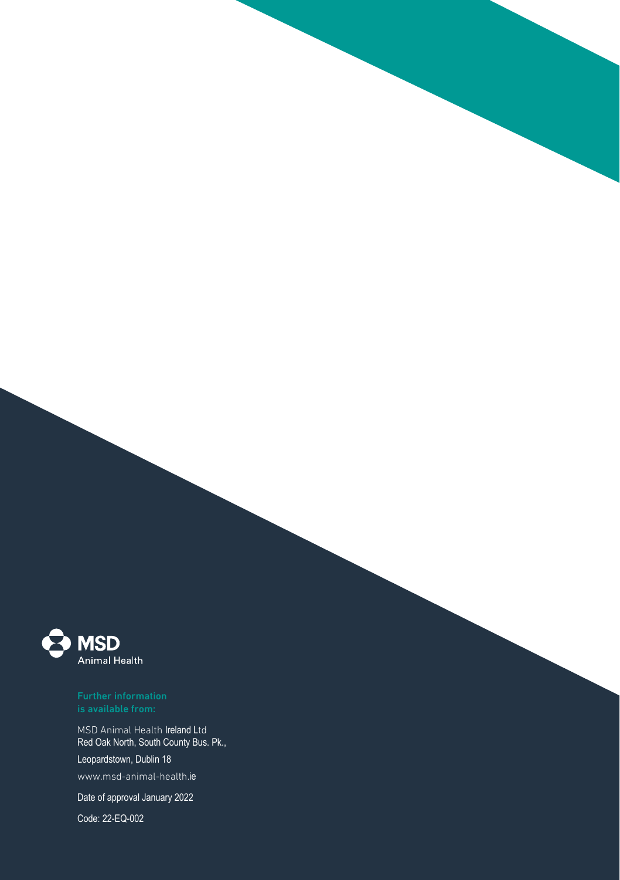MSD

Animal Health

**Further information is available from:**

MSD Animal Health Ireland Ltd
Red Oak North, South County Bus. Pk.,

Leopardstown, Dublin 18

www.msd-animal-health.ie

Date of approval January 2022

Code: 22-EQ-002